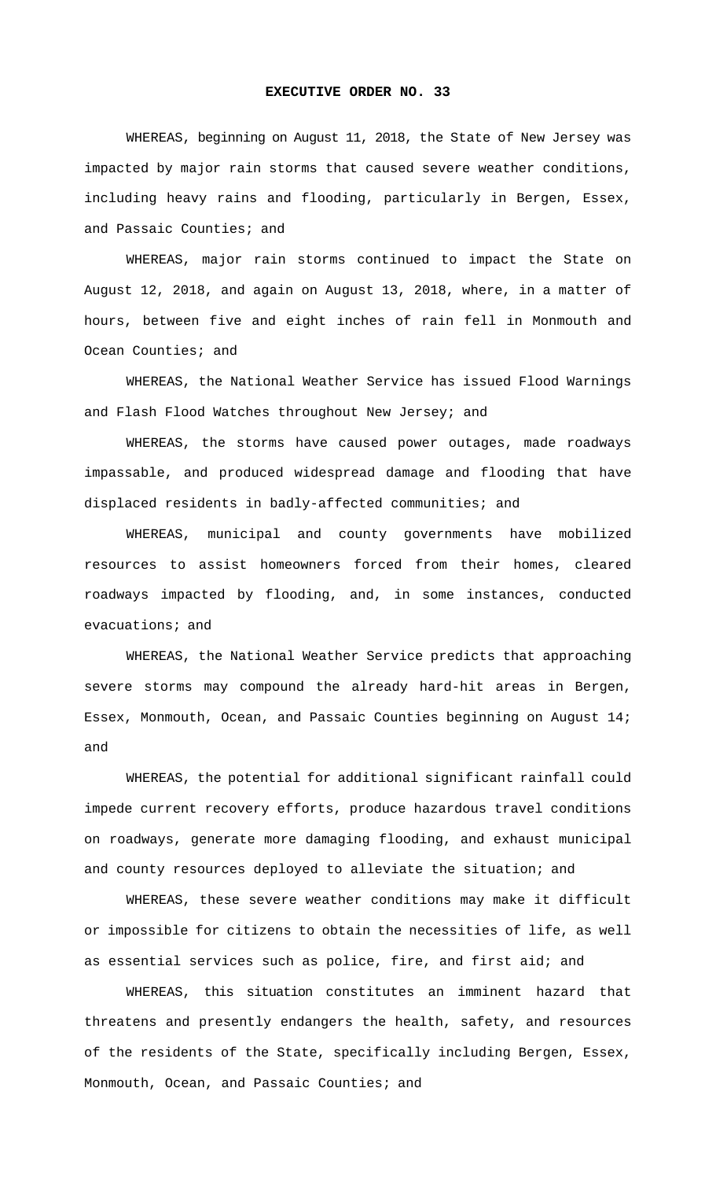# EXECUTIVE ORDER NO. 33

WHEREAS, beginning on August 11, 2018, the State of New Jersey was impacted by major rain storms that caused severe weather conditions, including heavy rains and flooding, particularly in Bergen, Essex, and Passaic Counties; and

WHEREAS, major rain storms continued to impact the State on August 12, 2018, and again on August 13, 2018, where, in a matter of hours, between five and eight inches of rain fell in Monmouth and Ocean Counties; and

WHEREAS, the National Weather Service has issued Flood Warnings and Flash Flood Watches throughout New Jersey; and

WHEREAS, the storms have caused power outages, made roadways impassable, and produced widespread damage and flooding that have displaced residents in badly-affected communities; and

WHEREAS, municipal and county governments have mobilized resources to assist homeowners forced from their homes, cleared roadways impacted by flooding, and, in some instances, conducted evacuations; and

WHEREAS, the National Weather Service predicts that approaching severe storms may compound the already hard-hit areas in Bergen, Essex, Monmouth, Ocean, and Passaic Counties beginning on August 14; and

WHEREAS, the potential for additional significant rainfall could impede current recovery efforts, produce hazardous travel conditions on roadways, generate more damaging flooding, and exhaust municipal and county resources deployed to alleviate the situation; and

WHEREAS, these severe weather conditions may make it difficult or impossible for citizens to obtain the necessities of life, as well as essential services such as police, fire, and first aid; and

WHEREAS, this situation constitutes an imminent hazard that threatens and presently endangers the health, safety, and resources of the residents of the State, specifically including Bergen, Essex, Monmouth, Ocean, and Passaic Counties; and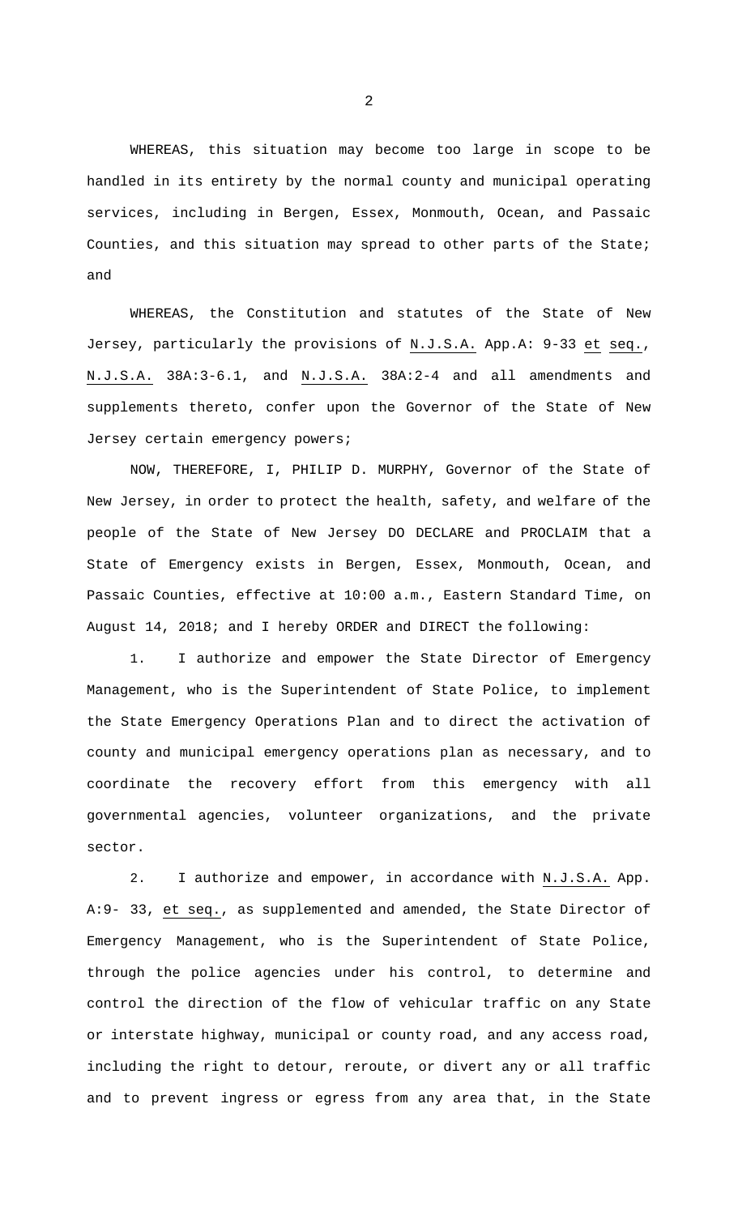WHEREAS, this situation may become too large in scope to be handled in its entirety by the normal county and municipal operating services, including in Bergen, Essex, Monmouth, Ocean, and Passaic Counties, and this situation may spread to other parts of the State; and

WHEREAS, the Constitution and statutes of the State of New Jersey, particularly the provisions of N.J.S.A. App.A: 9-33 et seq., N.J.S.A. 38A:3-6.1, and N.J.S.A. 38A:2-4 and all amendments and supplements thereto, confer upon the Governor of the State of New Jersey certain emergency powers;

NOW, THEREFORE, I, PHILIP D. MURPHY, Governor of the State of New Jersey, in order to protect the health, safety, and welfare of the people of the State of New Jersey DO DECLARE and PROCLAIM that a State of Emergency exists in Bergen, Essex, Monmouth, Ocean, and Passaic Counties, effective at 10:00 a.m., Eastern Standard Time, on August 14, 2018; and I hereby ORDER and DIRECT the following:

1. I authorize and empower the State Director of Emergency Management, who is the Superintendent of State Police, to implement the State Emergency Operations Plan and to direct the activation of county and municipal emergency operations plan as necessary, and to coordinate the recovery effort from this emergency with all governmental agencies, volunteer organizations, and the private sector.

2. I authorize and empower, in accordance with N.J.S.A. App. A:9- 33, et seq., as supplemented and amended, the State Director of Emergency Management, who is the Superintendent of State Police, through the police agencies under his control, to determine and control the direction of the flow of vehicular traffic on any State or interstate highway, municipal or county road, and any access road, including the right to detour, reroute, or divert any or all traffic and to prevent ingress or egress from any area that, in the State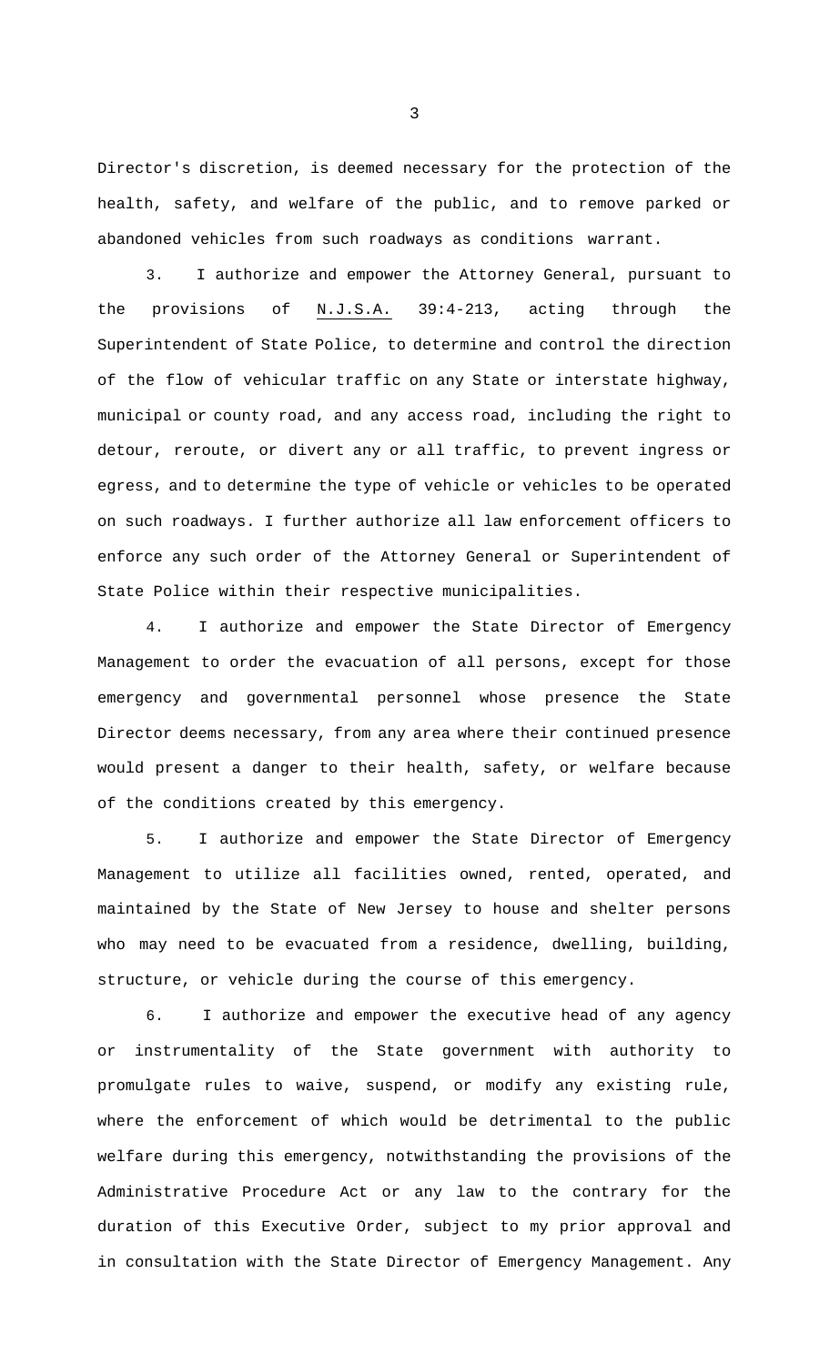Director's discretion, is deemed necessary for the protection of the health, safety, and welfare of the public, and to remove parked or abandoned vehicles from such roadways as conditions warrant.

3. I authorize and empower the Attorney General, pursuant to the provisions of N.J.S.A. 39:4-213, acting through the Superintendent of State Police, to determine and control the direction of the flow of vehicular traffic on any State or interstate highway, municipal or county road, and any access road, including the right to detour, reroute, or divert any or all traffic, to prevent ingress or egress, and to determine the type of vehicle or vehicles to be operated on such roadways. I further authorize all law enforcement officers to enforce any such order of the Attorney General or Superintendent of State Police within their respective municipalities.

4. I authorize and empower the State Director of Emergency Management to order the evacuation of all persons, except for those emergency and governmental personnel whose presence the State Director deems necessary, from any area where their continued presence would present a danger to their health, safety, or welfare because of the conditions created by this emergency.

5. I authorize and empower the State Director of Emergency Management to utilize all facilities owned, rented, operated, and maintained by the State of New Jersey to house and shelter persons who may need to be evacuated from a residence, dwelling, building, structure, or vehicle during the course of this emergency.

6. I authorize and empower the executive head of any agency or instrumentality of the State government with authority to promulgate rules to waive, suspend, or modify any existing rule, where the enforcement of which would be detrimental to the public welfare during this emergency, notwithstanding the provisions of the Administrative Procedure Act or any law to the contrary for the duration of this Executive Order, subject to my prior approval and in consultation with the State Director of Emergency Management. Any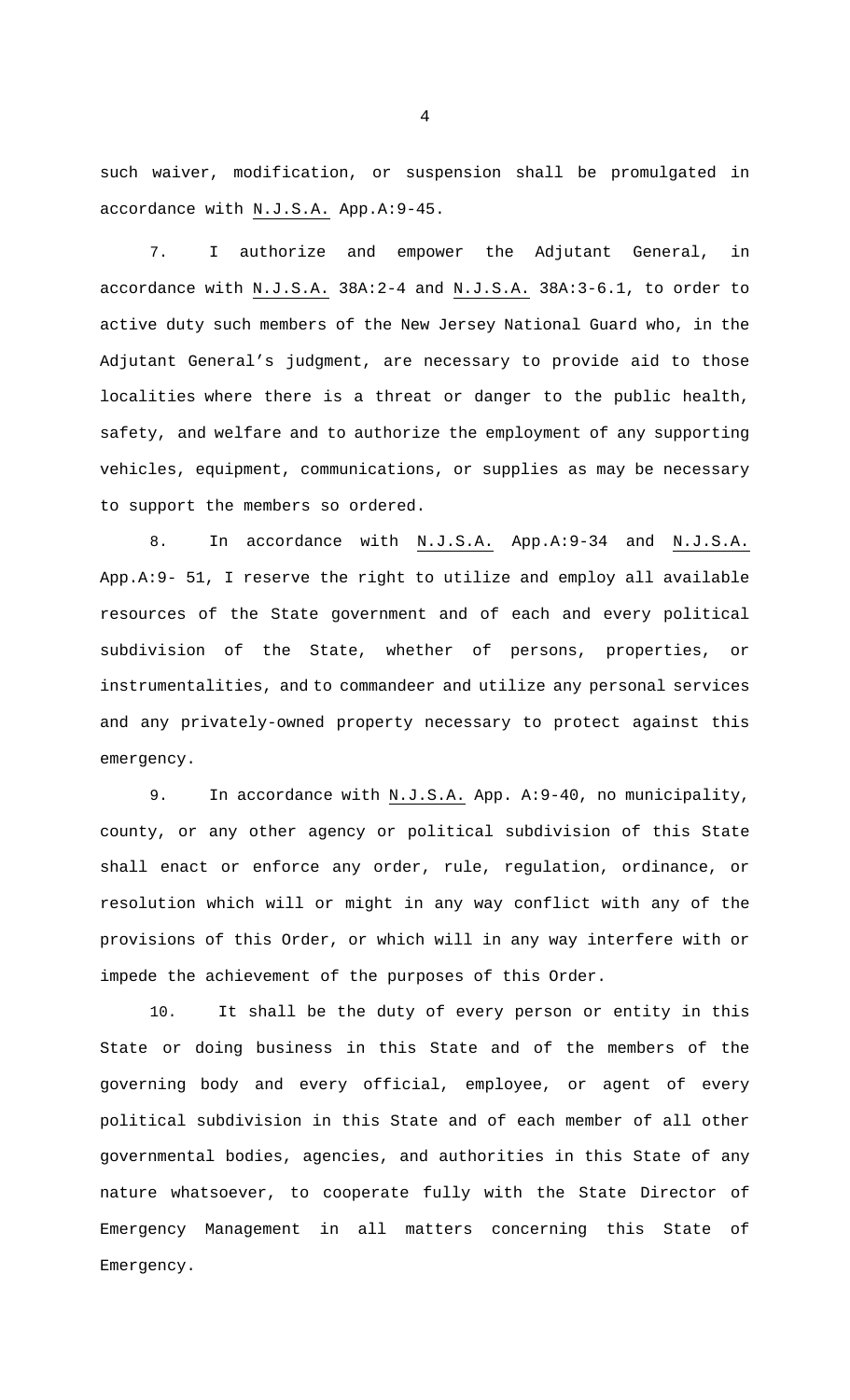such waiver, modification, or suspension shall be promulgated in accordance with N.J.S.A. App.A:9-45.

7. I authorize and empower the Adjutant General, in accordance with N.J.S.A. 38A:2-4 and N.J.S.A. 38A:3-6.1, to order to active duty such members of the New Jersey National Guard who, in the Adjutant General's judgment, are necessary to provide aid to those localities where there is a threat or danger to the public health, safety, and welfare and to authorize the employment of any supporting vehicles, equipment, communications, or supplies as may be necessary to support the members so ordered.

8. In accordance with N.J.S.A. App.A:9-34 and N.J.S.A. App.A:9- 51, I reserve the right to utilize and employ all available resources of the State government and of each and every political subdivision of the State, whether of persons, properties, or instrumentalities, and to commandeer and utilize any personal services and any privately-owned property necessary to protect against this emergency.

9. In accordance with N.J.S.A. App. A:9-40, no municipality, county, or any other agency or political subdivision of this State shall enact or enforce any order, rule, regulation, ordinance, or resolution which will or might in any way conflict with any of the provisions of this Order, or which will in any way interfere with or impede the achievement of the purposes of this Order.

10. It shall be the duty of every person or entity in this State or doing business in this State and of the members of the governing body and every official, employee, or agent of every political subdivision in this State and of each member of all other governmental bodies, agencies, and authorities in this State of any nature whatsoever, to cooperate fully with the State Director of Emergency Management in all matters concerning this State of Emergency.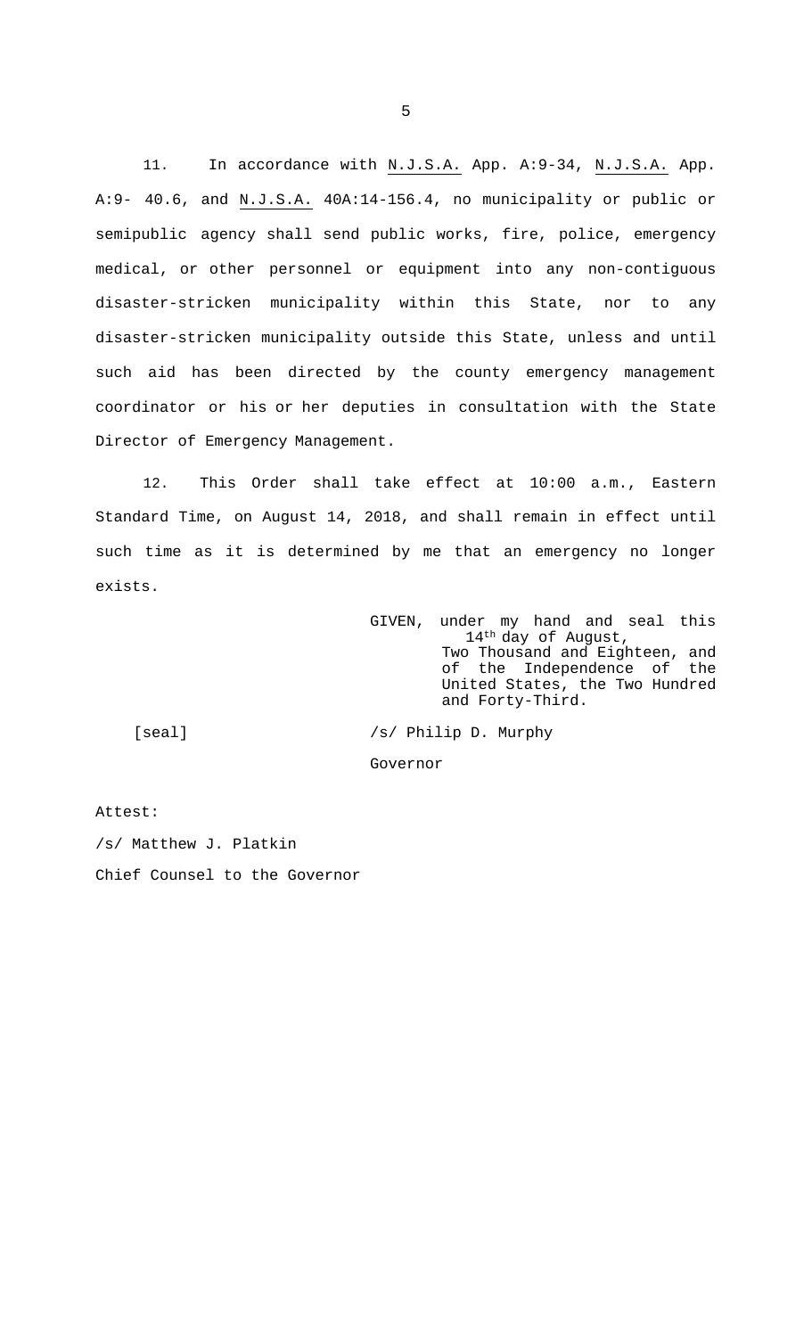11. In accordance with N.J.S.A. App. A:9-34, N.J.S.A. App. A:9- 40.6, and N.J.S.A. 40A:14-156.4, no municipality or public or semipublic agency shall send public works, fire, police, emergency medical, or other personnel or equipment into any non-contiguous disaster-stricken municipality within this State, nor to any disaster-stricken municipality outside this State, unless and until such aid has been directed by the county emergency management coordinator or his or her deputies in consultation with the State Director of Emergency Management.

12. This Order shall take effect at 10:00 a.m., Eastern Standard Time, on August 14, 2018, and shall remain in effect until such time as it is determined by me that an emergency no longer exists.

GIVEN, under my hand and seal this 14th day of August, Two Thousand and Eighteen, and of the Independence of the United States, the Two Hundred and Forty-Third.

[seal]

/s/ Philip D. Murphy

Governor

Attest:

/s/ Matthew J. Platkin

Chief Counsel to the Governor